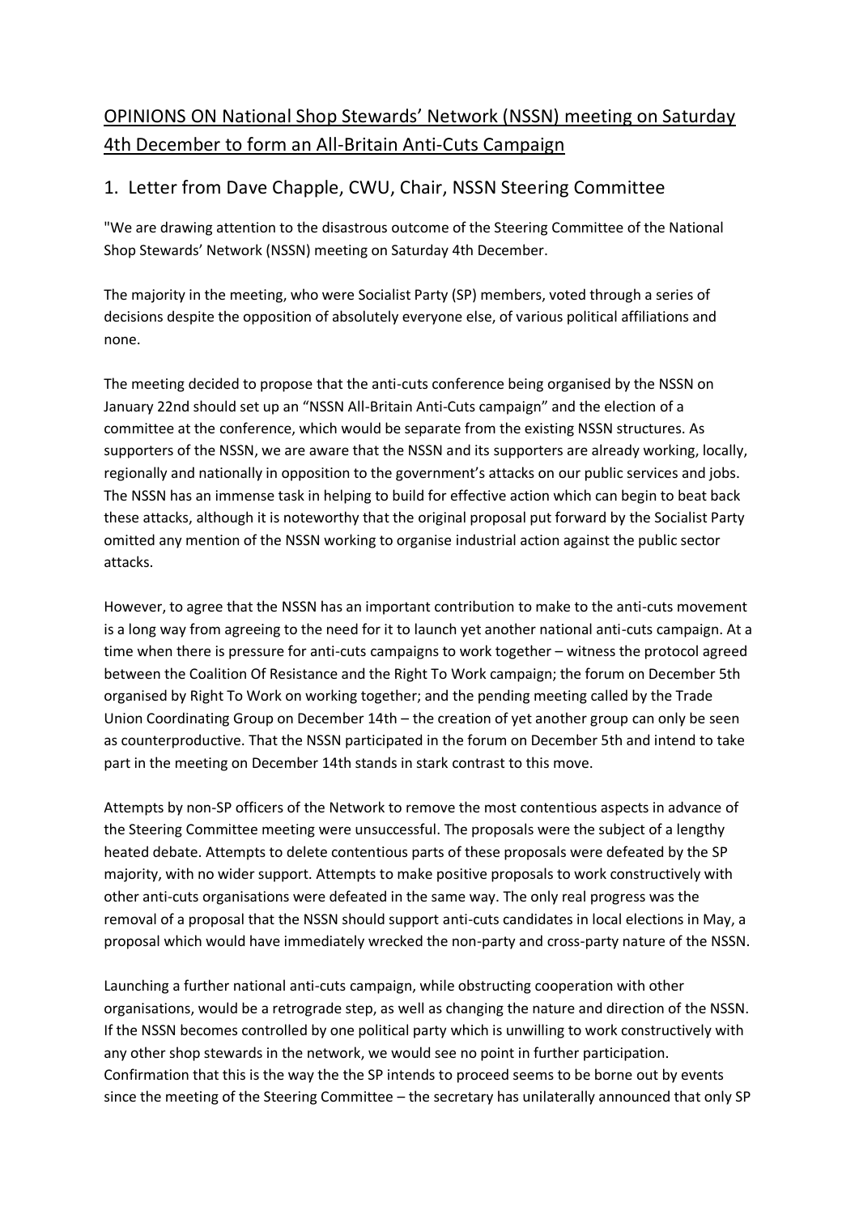# OPINIONS ON National Shop Stewards' Network (NSSN) meeting on Saturday 4th December to form an All-Britain Anti-Cuts Campaign

## 1. Letter from Dave Chapple, CWU, Chair, NSSN Steering Committee

"We are drawing attention to the disastrous outcome of the Steering Committee of the National Shop Stewards' Network (NSSN) meeting on Saturday 4th December.

The majority in the meeting, who were Socialist Party (SP) members, voted through a series of decisions despite the opposition of absolutely everyone else, of various political affiliations and none.

The meeting decided to propose that the anti-cuts conference being organised by the NSSN on January 22nd should set up an "NSSN All-Britain Anti-Cuts campaign" and the election of a committee at the conference, which would be separate from the existing NSSN structures. As supporters of the NSSN, we are aware that the NSSN and its supporters are already working, locally, regionally and nationally in opposition to the government's attacks on our public services and jobs. The NSSN has an immense task in helping to build for effective action which can begin to beat back these attacks, although it is noteworthy that the original proposal put forward by the Socialist Party omitted any mention of the NSSN working to organise industrial action against the public sector attacks.

However, to agree that the NSSN has an important contribution to make to the anti-cuts movement is a long way from agreeing to the need for it to launch yet another national anti-cuts campaign. At a time when there is pressure for anti-cuts campaigns to work together – witness the protocol agreed between the Coalition Of Resistance and the Right To Work campaign; the forum on December 5th organised by Right To Work on working together; and the pending meeting called by the Trade Union Coordinating Group on December 14th – the creation of yet another group can only be seen as counterproductive. That the NSSN participated in the forum on December 5th and intend to take part in the meeting on December 14th stands in stark contrast to this move.

Attempts by non-SP officers of the Network to remove the most contentious aspects in advance of the Steering Committee meeting were unsuccessful. The proposals were the subject of a lengthy heated debate. Attempts to delete contentious parts of these proposals were defeated by the SP majority, with no wider support. Attempts to make positive proposals to work constructively with other anti-cuts organisations were defeated in the same way. The only real progress was the removal of a proposal that the NSSN should support anti-cuts candidates in local elections in May, a proposal which would have immediately wrecked the non-party and cross-party nature of the NSSN.

Launching a further national anti-cuts campaign, while obstructing cooperation with other organisations, would be a retrograde step, as well as changing the nature and direction of the NSSN. If the NSSN becomes controlled by one political party which is unwilling to work constructively with any other shop stewards in the network, we would see no point in further participation. Confirmation that this is the way the the SP intends to proceed seems to be borne out by events since the meeting of the Steering Committee – the secretary has unilaterally announced that only SP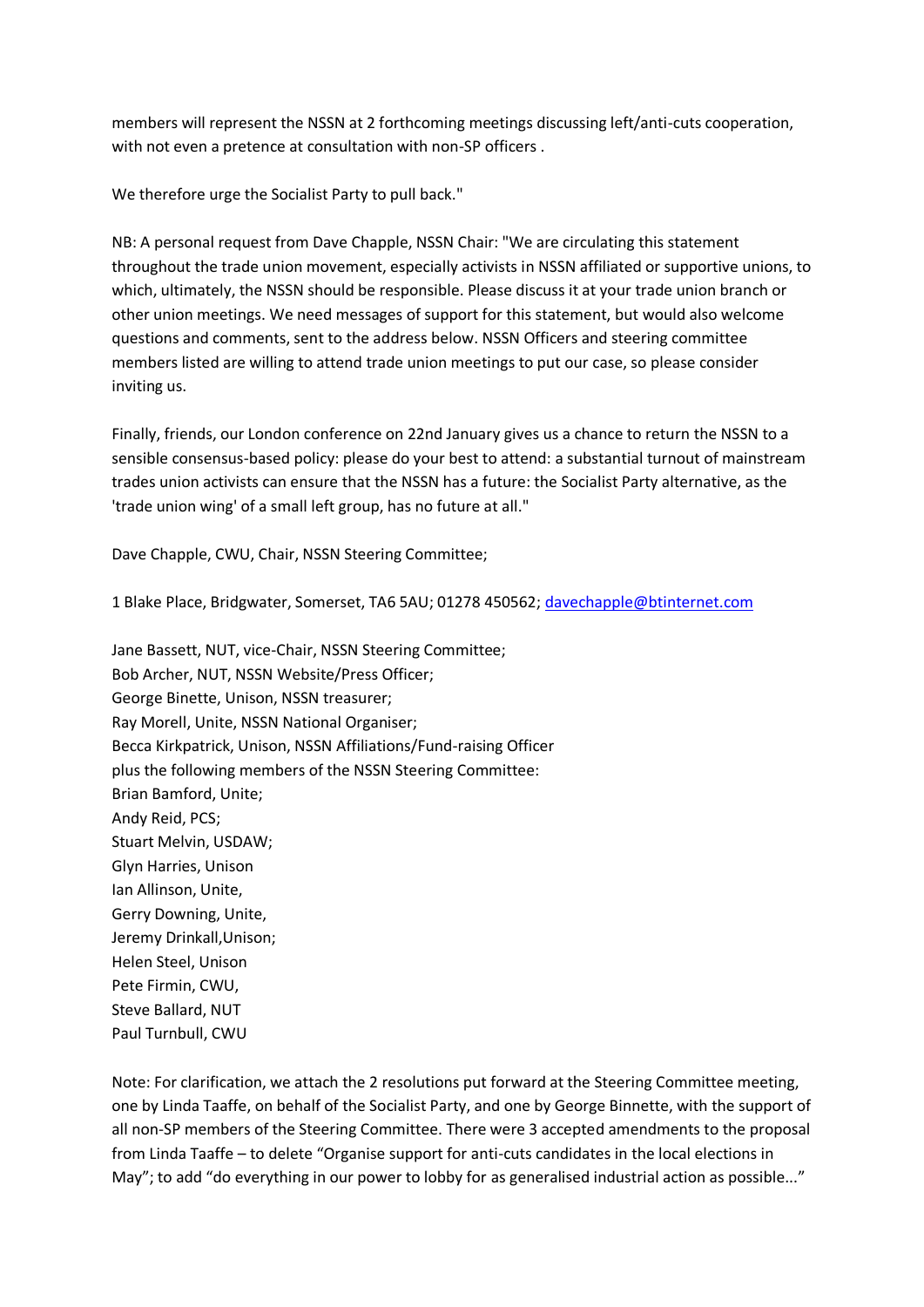members will represent the NSSN at 2 forthcoming meetings discussing left/anti-cuts cooperation, with not even a pretence at consultation with non-SP officers .

We therefore urge the Socialist Party to pull back."

NB: A personal request from Dave Chapple, NSSN Chair: "We are circulating this statement throughout the trade union movement, especially activists in NSSN affiliated or supportive unions, to which, ultimately, the NSSN should be responsible. Please discuss it at your trade union branch or other union meetings. We need messages of support for this statement, but would also welcome questions and comments, sent to the address below. NSSN Officers and steering committee members listed are willing to attend trade union meetings to put our case, so please consider inviting us.

Finally, friends, our London conference on 22nd January gives us a chance to return the NSSN to a sensible consensus-based policy: please do your best to attend: a substantial turnout of mainstream trades union activists can ensure that the NSSN has a future: the Socialist Party alternative, as the 'trade union wing' of a small left group, has no future at all."

Dave Chapple, CWU, Chair, NSSN Steering Committee;

1 Blake Place, Bridgwater, Somerset, TA6 5AU; 01278 450562; davechapple@btinternet.com

Jane Bassett, NUT, vice-Chair, NSSN Steering Committee;
Bob Archer, NUT, NSSN Website/Press Officer;
George Binette, Unison, NSSN treasurer;
Ray Morell, Unite, NSSN National Organiser;
Becca Kirkpatrick, Unison, NSSN Affiliations/Fund-raising Officer
plus the following members of the NSSN Steering Committee:
Brian Bamford, Unite;
Andy Reid, PCS;
Stuart Melvin, USDAW;
Glyn Harries, Unison
Ian Allinson, Unite,
Gerry Downing, Unite,
Jeremy Drinkall,Unison;
Helen Steel, Unison
Pete Firmin, CWU,
Steve Ballard, NUT
Paul Turnbull, CWU

Note: For clarification, we attach the 2 resolutions put forward at the Steering Committee meeting, one by Linda Taaffe, on behalf of the Socialist Party, and one by George Binnette, with the support of all non-SP members of the Steering Committee. There were 3 accepted amendments to the proposal from Linda Taaffe – to delete "Organise support for anti-cuts candidates in the local elections in May"; to add "do everything in our power to lobby for as generalised industrial action as possible..."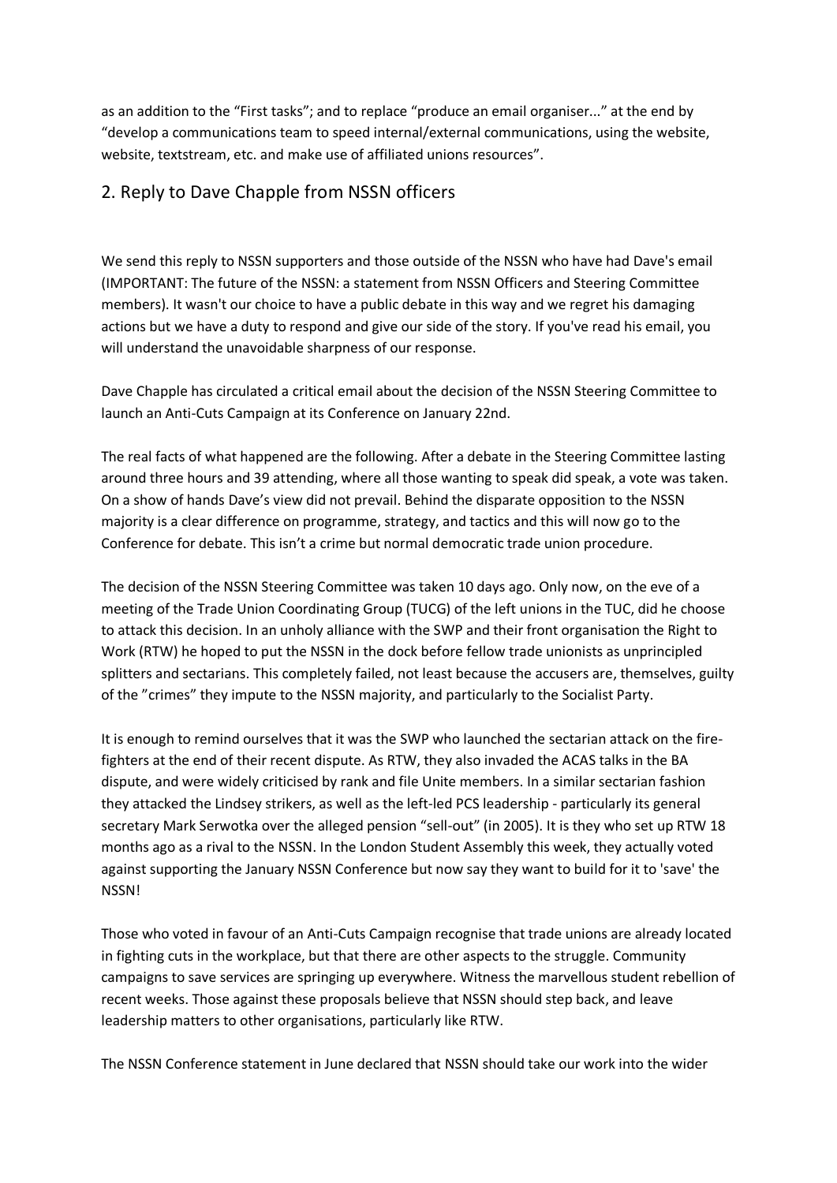as an addition to the "First tasks"; and to replace "produce an email organiser..." at the end by "develop a communications team to speed internal/external communications, using the website, website, textstream, etc. and make use of affiliated unions resources".

## 2. Reply to Dave Chapple from NSSN officers

We send this reply to NSSN supporters and those outside of the NSSN who have had Dave's email (IMPORTANT: The future of the NSSN: a statement from NSSN Officers and Steering Committee members). It wasn't our choice to have a public debate in this way and we regret his damaging actions but we have a duty to respond and give our side of the story. If you've read his email, you will understand the unavoidable sharpness of our response.

Dave Chapple has circulated a critical email about the decision of the NSSN Steering Committee to launch an Anti-Cuts Campaign at its Conference on January 22nd.

The real facts of what happened are the following. After a debate in the Steering Committee lasting around three hours and 39 attending, where all those wanting to speak did speak, a vote was taken. On a show of hands Dave's view did not prevail. Behind the disparate opposition to the NSSN majority is a clear difference on programme, strategy, and tactics and this will now go to the Conference for debate. This isn't a crime but normal democratic trade union procedure.

The decision of the NSSN Steering Committee was taken 10 days ago. Only now, on the eve of a meeting of the Trade Union Coordinating Group (TUCG) of the left unions in the TUC, did he choose to attack this decision. In an unholy alliance with the SWP and their front organisation the Right to Work (RTW) he hoped to put the NSSN in the dock before fellow trade unionists as unprincipled splitters and sectarians. This completely failed, not least because the accusers are, themselves, guilty of the "crimes" they impute to the NSSN majority, and particularly to the Socialist Party.

It is enough to remind ourselves that it was the SWP who launched the sectarian attack on the fire-fighters at the end of their recent dispute. As RTW, they also invaded the ACAS talks in the BA dispute, and were widely criticised by rank and file Unite members. In a similar sectarian fashion they attacked the Lindsey strikers, as well as the left-led PCS leadership - particularly its general secretary Mark Serwotka over the alleged pension "sell-out" (in 2005). It is they who set up RTW 18 months ago as a rival to the NSSN. In the London Student Assembly this week, they actually voted against supporting the January NSSN Conference but now say they want to build for it to 'save' the NSSN!

Those who voted in favour of an Anti-Cuts Campaign recognise that trade unions are already located in fighting cuts in the workplace, but that there are other aspects to the struggle. Community campaigns to save services are springing up everywhere. Witness the marvellous student rebellion of recent weeks. Those against these proposals believe that NSSN should step back, and leave leadership matters to other organisations, particularly like RTW.

The NSSN Conference statement in June declared that NSSN should take our work into the wider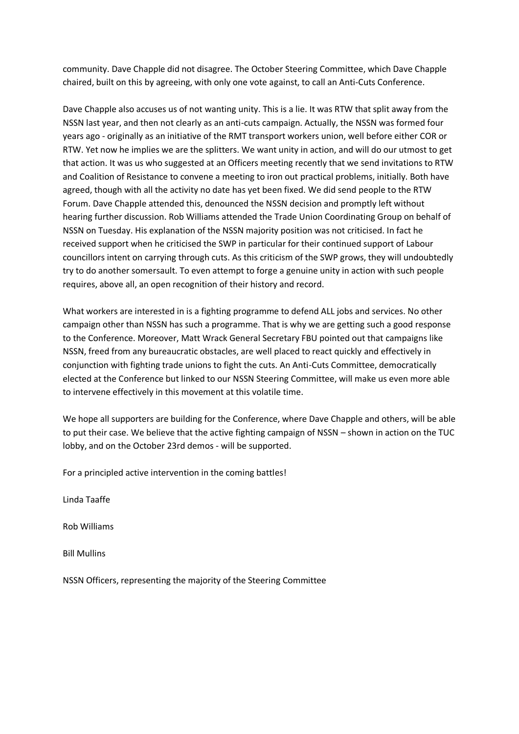community. Dave Chapple did not disagree. The October Steering Committee, which Dave Chapple chaired, built on this by agreeing, with only one vote against, to call an Anti-Cuts Conference.

Dave Chapple also accuses us of not wanting unity. This is a lie. It was RTW that split away from the NSSN last year, and then not clearly as an anti-cuts campaign. Actually, the NSSN was formed four years ago - originally as an initiative of the RMT transport workers union, well before either COR or RTW. Yet now he implies we are the splitters. We want unity in action, and will do our utmost to get that action. It was us who suggested at an Officers meeting recently that we send invitations to RTW and Coalition of Resistance to convene a meeting to iron out practical problems, initially. Both have agreed, though with all the activity no date has yet been fixed. We did send people to the RTW Forum. Dave Chapple attended this, denounced the NSSN decision and promptly left without hearing further discussion. Rob Williams attended the Trade Union Coordinating Group on behalf of NSSN on Tuesday. His explanation of the NSSN majority position was not criticised. In fact he received support when he criticised the SWP in particular for their continued support of Labour councillors intent on carrying through cuts. As this criticism of the SWP grows, they will undoubtedly try to do another somersault. To even attempt to forge a genuine unity in action with such people requires, above all, an open recognition of their history and record.

What workers are interested in is a fighting programme to defend ALL jobs and services. No other campaign other than NSSN has such a programme. That is why we are getting such a good response to the Conference. Moreover, Matt Wrack General Secretary FBU pointed out that campaigns like NSSN, freed from any bureaucratic obstacles, are well placed to react quickly and effectively in conjunction with fighting trade unions to fight the cuts. An Anti-Cuts Committee, democratically elected at the Conference but linked to our NSSN Steering Committee, will make us even more able to intervene effectively in this movement at this volatile time.

We hope all supporters are building for the Conference, where Dave Chapple and others, will be able to put their case. We believe that the active fighting campaign of NSSN – shown in action on the TUC lobby, and on the October 23rd demos - will be supported.

For a principled active intervention in the coming battles!

Linda Taaffe

Rob Williams

Bill Mullins

NSSN Officers, representing the majority of the Steering Committee